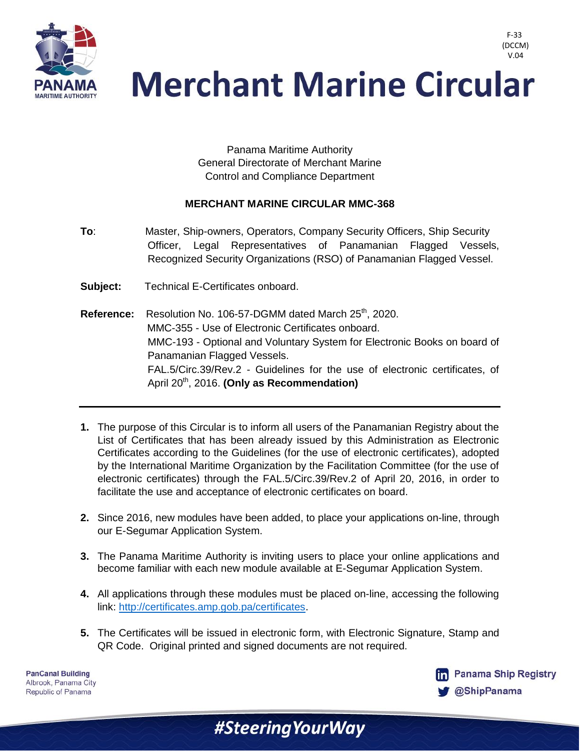F-33
(DCCM)
V.04

# Merchant Marine Circular

Panama Maritime Authority
General Directorate of Merchant Marine
Control and Compliance Department

**MERCHANT MARINE CIRCULAR MMC-368**

**To**: Master, Ship-owners, Operators, Company Security Officers, Ship Security Officer, Legal Representatives of Panamanian Flagged Vessels, Recognized Security Organizations (RSO) of Panamanian Flagged Vessel.

**Subject:** Technical E-Certificates onboard.

**Reference:** Resolution No. 106-57-DGMM dated March 25th, 2020.
MMC-355 - Use of Electronic Certificates onboard.
MMC-193 - Optional and Voluntary System for Electronic Books on board of Panamanian Flagged Vessels.
FAL.5/Circ.39/Rev.2 - Guidelines for the use of electronic certificates, of April 20th, 2016. **(Only as Recommendation)**

---

1. The purpose of this Circular is to inform all users of the Panamanian Registry about the List of Certificates that has been already issued by this Administration as Electronic Certificates according to the Guidelines (for the use of electronic certificates), adopted by the International Maritime Organization by the Facilitation Committee (for the use of electronic certificates) through the FAL.5/Circ.39/Rev.2 of April 20, 2016, in order to facilitate the use and acceptance of electronic certificates on board.

2. Since 2016, new modules have been added, to place your applications on-line, through our E-Segumar Application System.

3. The Panama Maritime Authority is inviting users to place your online applications and become familiar with each new module available at E-Segumar Application System.

4. All applications through these modules must be placed on-line, accessing the following link: http://certificates.amp.gob.pa/certificates.

5. The Certificates will be issued in electronic form, with Electronic Signature, Stamp and QR Code. Original printed and signed documents are not required.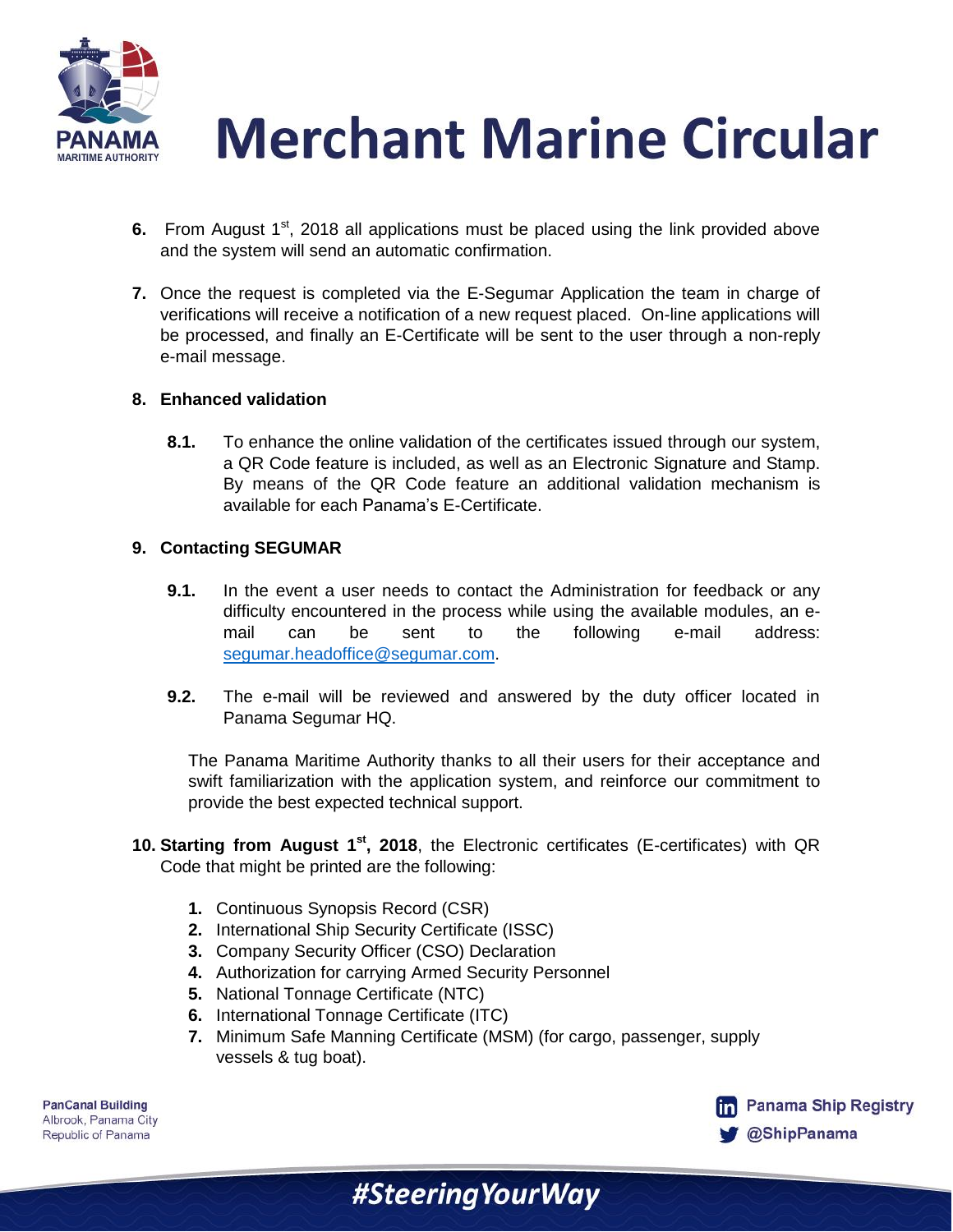6. From August 1st, 2018 all applications must be placed using the link provided above and the system will send an automatic confirmation.

7. Once the request is completed via the E-Segumar Application the team in charge of verifications will receive a notification of a new request placed. On-line applications will be processed, and finally an E-Certificate will be sent to the user through a non-reply e-mail message.

**8. Enhanced validation**

**8.1.** To enhance the online validation of the certificates issued through our system, a QR Code feature is included, as well as an Electronic Signature and Stamp. By means of the QR Code feature an additional validation mechanism is available for each Panama's E-Certificate.

**9. Contacting SEGUMAR**

**9.1.** In the event a user needs to contact the Administration for feedback or any difficulty encountered in the process while using the available modules, an e-mail can be sent to the following e-mail address: segumar.headoffice@segumar.com.

**9.2.** The e-mail will be reviewed and answered by the duty officer located in Panama Segumar HQ.

The Panama Maritime Authority thanks to all their users for their acceptance and swift familiarization with the application system, and reinforce our commitment to provide the best expected technical support.

10. **Starting from August 1st, 2018**, the Electronic certificates (E-certificates) with QR Code that might be printed are the following:

1. Continuous Synopsis Record (CSR)
2. International Ship Security Certificate (ISSC)
3. Company Security Officer (CSO) Declaration
4. Authorization for carrying Armed Security Personnel
5. National Tonnage Certificate (NTC)
6. International Tonnage Certificate (ITC)
7. Minimum Safe Manning Certificate (MSM) (for cargo, passenger, supply vessels & tug boat).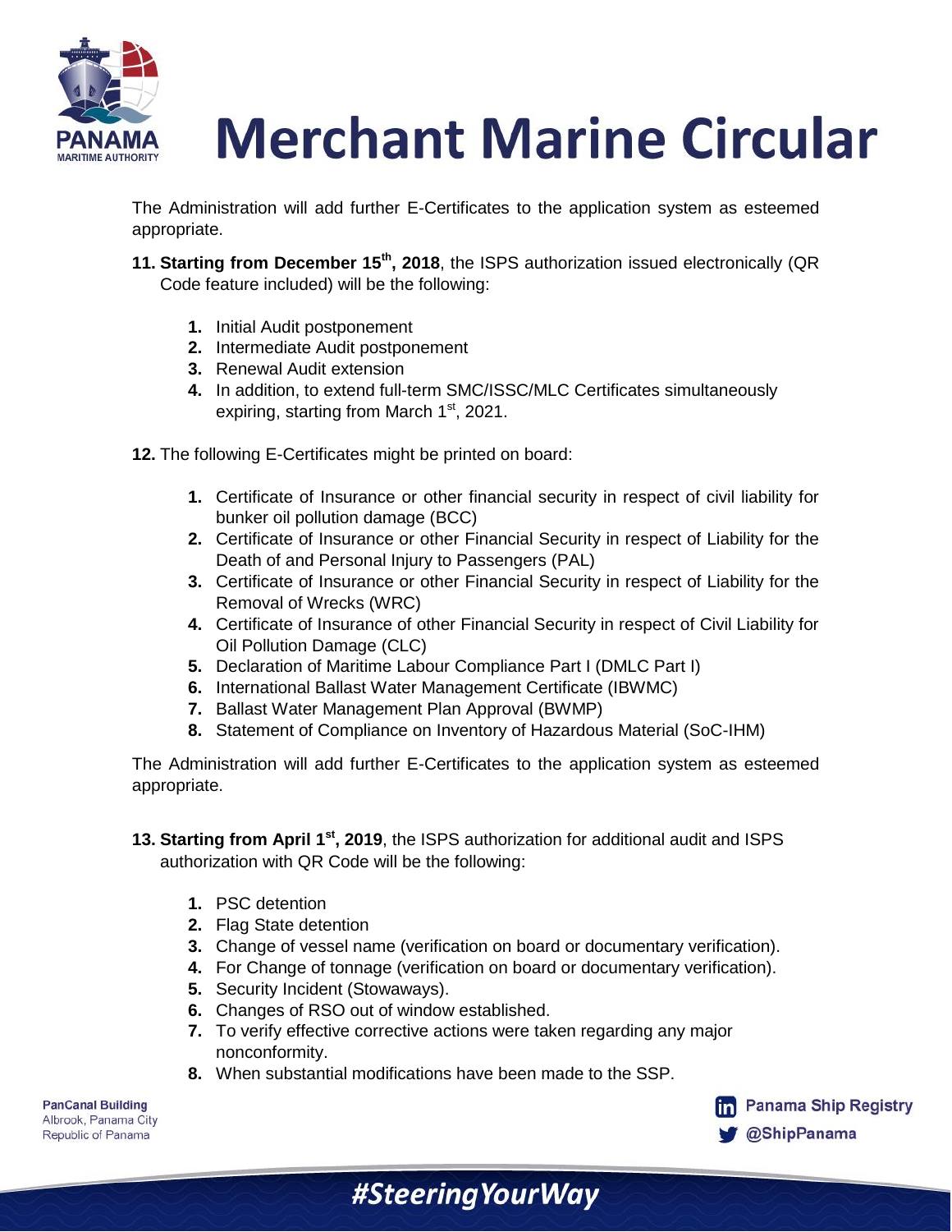The Administration will add further E-Certificates to the application system as esteemed appropriate.

**11. Starting from December 15th, 2018**, the ISPS authorization issued electronically (QR Code feature included) will be the following:

1. Initial Audit postponement
2. Intermediate Audit postponement
3. Renewal Audit extension
4. In addition, to extend full-term SMC/ISSC/MLC Certificates simultaneously expiring, starting from March 1st, 2021.

**12.** The following E-Certificates might be printed on board:

1. Certificate of Insurance or other financial security in respect of civil liability for bunker oil pollution damage (BCC)
2. Certificate of Insurance or other Financial Security in respect of Liability for the Death of and Personal Injury to Passengers (PAL)
3. Certificate of Insurance or other Financial Security in respect of Liability for the Removal of Wrecks (WRC)
4. Certificate of Insurance of other Financial Security in respect of Civil Liability for Oil Pollution Damage (CLC)
5. Declaration of Maritime Labour Compliance Part I (DMLC Part I)
6. International Ballast Water Management Certificate (IBWMC)
7. Ballast Water Management Plan Approval (BWMP)
8. Statement of Compliance on Inventory of Hazardous Material (SoC-IHM)

The Administration will add further E-Certificates to the application system as esteemed appropriate.

**13. Starting from April 1st, 2019**, the ISPS authorization for additional audit and ISPS authorization with QR Code will be the following:

1. PSC detention
2. Flag State detention
3. Change of vessel name (verification on board or documentary verification).
4. For Change of tonnage (verification on board or documentary verification).
5. Security Incident (Stowaways).
6. Changes of RSO out of window established.
7. To verify effective corrective actions were taken regarding any major nonconformity.
8. When substantial modifications have been made to the SSP.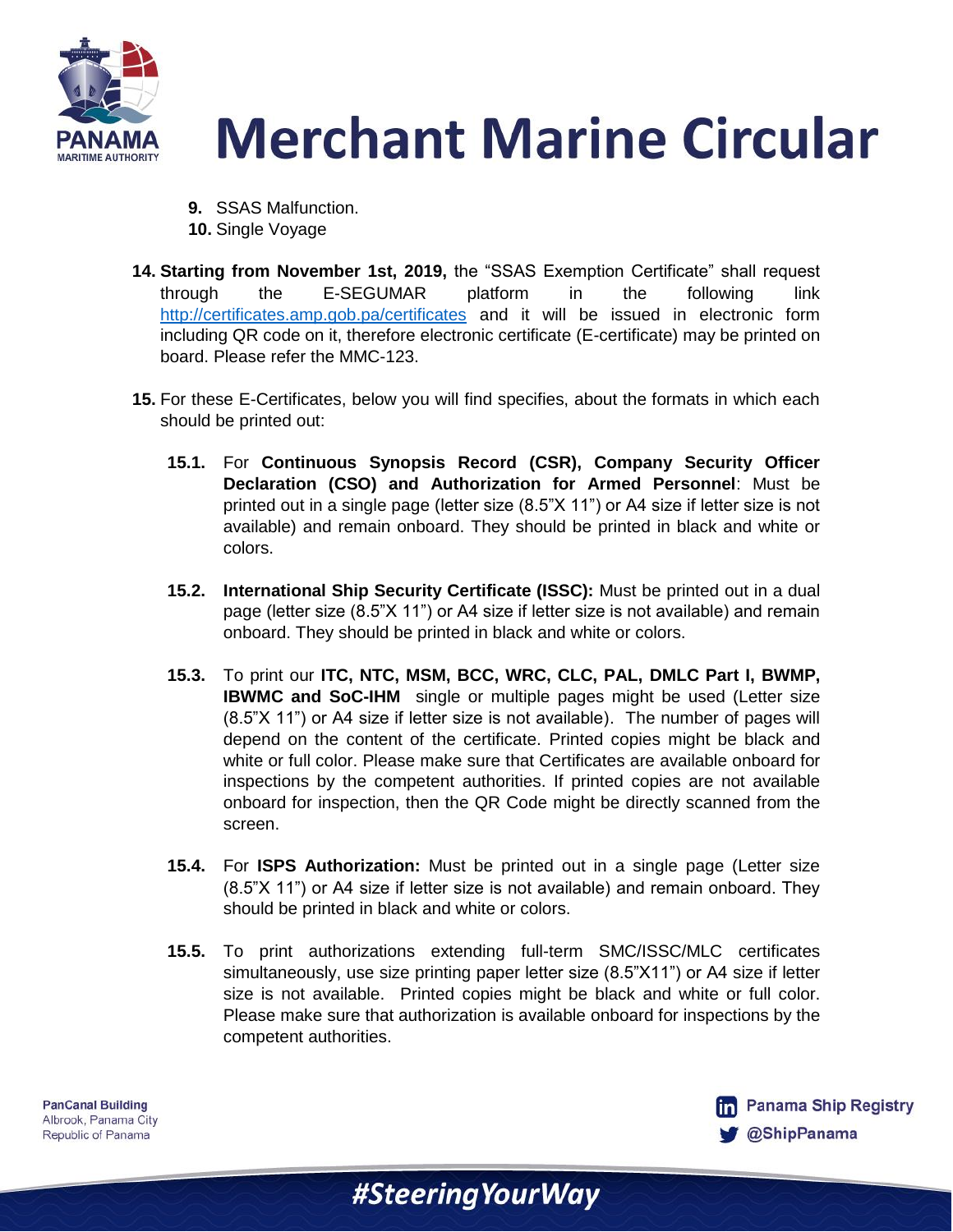9. SSAS Malfunction.
10. Single Voyage

14. **Starting from November 1st, 2019,** the "SSAS Exemption Certificate" shall request through the E-SEGUMAR platform in the following link http://certificates.amp.gob.pa/certificates and it will be issued in electronic form including QR code on it, therefore electronic certificate (E-certificate) may be printed on board. Please refer the MMC-123.

15. For these E-Certificates, below you will find specifies, about the formats in which each should be printed out:

**15.1.** For **Continuous Synopsis Record (CSR), Company Security Officer Declaration (CSO) and Authorization for Armed Personnel**: Must be printed out in a single page (letter size (8.5"X 11") or A4 size if letter size is not available) and remain onboard. They should be printed in black and white or colors.

**15.2.** **International Ship Security Certificate (ISSC):** Must be printed out in a dual page (letter size (8.5"X 11") or A4 size if letter size is not available) and remain onboard. They should be printed in black and white or colors.

**15.3.** To print our **ITC, NTC, MSM, BCC, WRC, CLC, PAL, DMLC Part I, BWMP, IBWMC and SoC-IHM** single or multiple pages might be used (Letter size (8.5"X 11") or A4 size if letter size is not available). The number of pages will depend on the content of the certificate. Printed copies might be black and white or full color. Please make sure that Certificates are available onboard for inspections by the competent authorities. If printed copies are not available onboard for inspection, then the QR Code might be directly scanned from the screen.

**15.4.** For **ISPS Authorization:** Must be printed out in a single page (Letter size (8.5"X 11") or A4 size if letter size is not available) and remain onboard. They should be printed in black and white or colors.

**15.5.** To print authorizations extending full-term SMC/ISSC/MLC certificates simultaneously, use size printing paper letter size (8.5"X11") or A4 size if letter size is not available. Printed copies might be black and white or full color. Please make sure that authorization is available onboard for inspections by the competent authorities.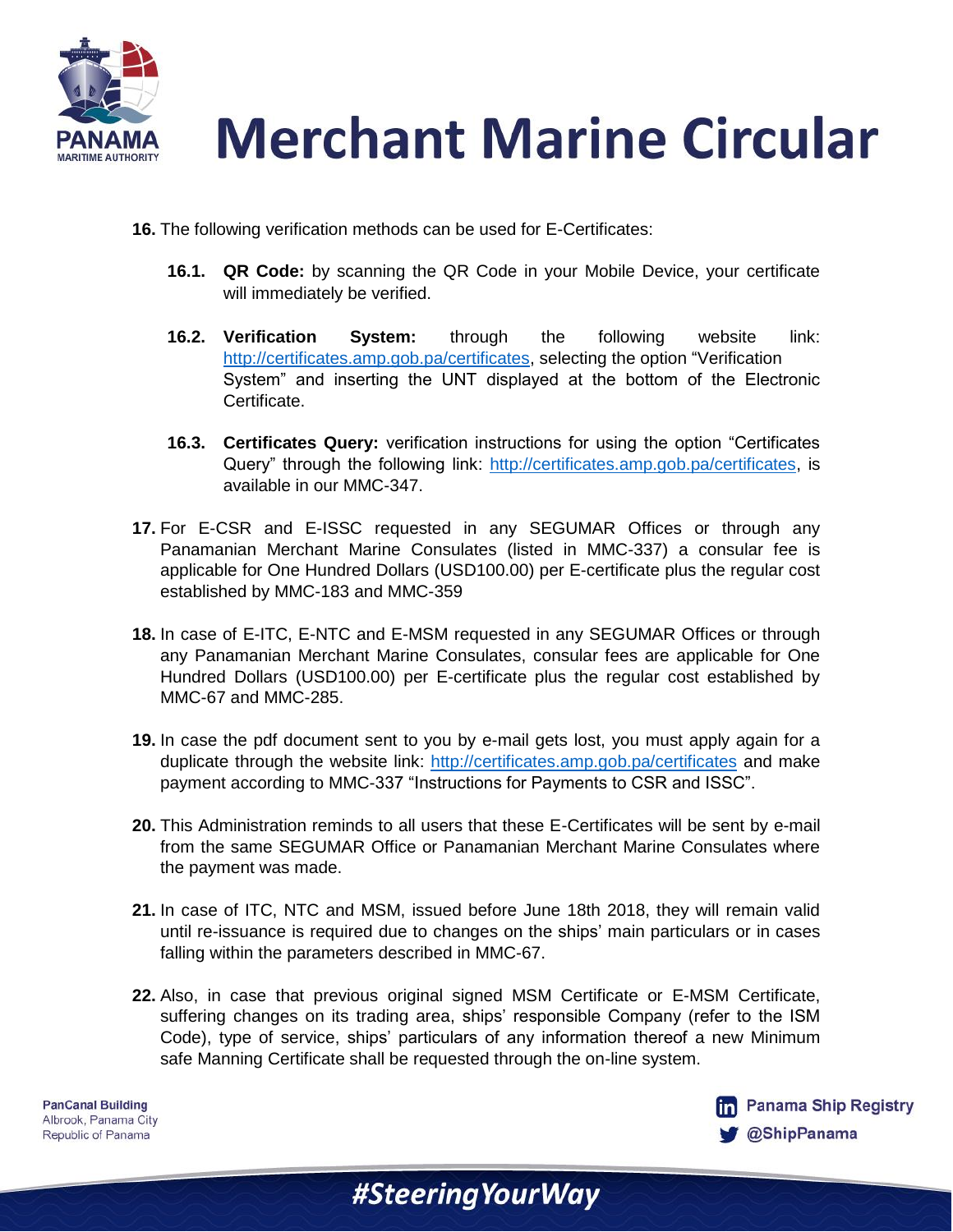**16.** The following verification methods can be used for E-Certificates:

- **16.1. QR Code:** by scanning the QR Code in your Mobile Device, your certificate will immediately be verified.

- **16.2. Verification System:** through the following website link: http://certificates.amp.gob.pa/certificates, selecting the option "Verification System" and inserting the UNT displayed at the bottom of the Electronic Certificate.

- **16.3. Certificates Query:** verification instructions for using the option "Certificates Query" through the following link: http://certificates.amp.gob.pa/certificates, is available in our MMC-347.

**17.** For E-CSR and E-ISSC requested in any SEGUMAR Offices or through any Panamanian Merchant Marine Consulates (listed in MMC-337) a consular fee is applicable for One Hundred Dollars (USD100.00) per E-certificate plus the regular cost established by MMC-183 and MMC-359

**18.** In case of E-ITC, E-NTC and E-MSM requested in any SEGUMAR Offices or through any Panamanian Merchant Marine Consulates, consular fees are applicable for One Hundred Dollars (USD100.00) per E-certificate plus the regular cost established by MMC-67 and MMC-285.

**19.** In case the pdf document sent to you by e-mail gets lost, you must apply again for a duplicate through the website link: http://certificates.amp.gob.pa/certificates and make payment according to MMC-337 "Instructions for Payments to CSR and ISSC".

**20.** This Administration reminds to all users that these E-Certificates will be sent by e-mail from the same SEGUMAR Office or Panamanian Merchant Marine Consulates where the payment was made.

**21.** In case of ITC, NTC and MSM, issued before June 18th 2018, they will remain valid until re-issuance is required due to changes on the ships' main particulars or in cases falling within the parameters described in MMC-67.

**22.** Also, in case that previous original signed MSM Certificate or E-MSM Certificate, suffering changes on its trading area, ships' responsible Company (refer to the ISM Code), type of service, ships' particulars of any information thereof a new Minimum safe Manning Certificate shall be requested through the on-line system.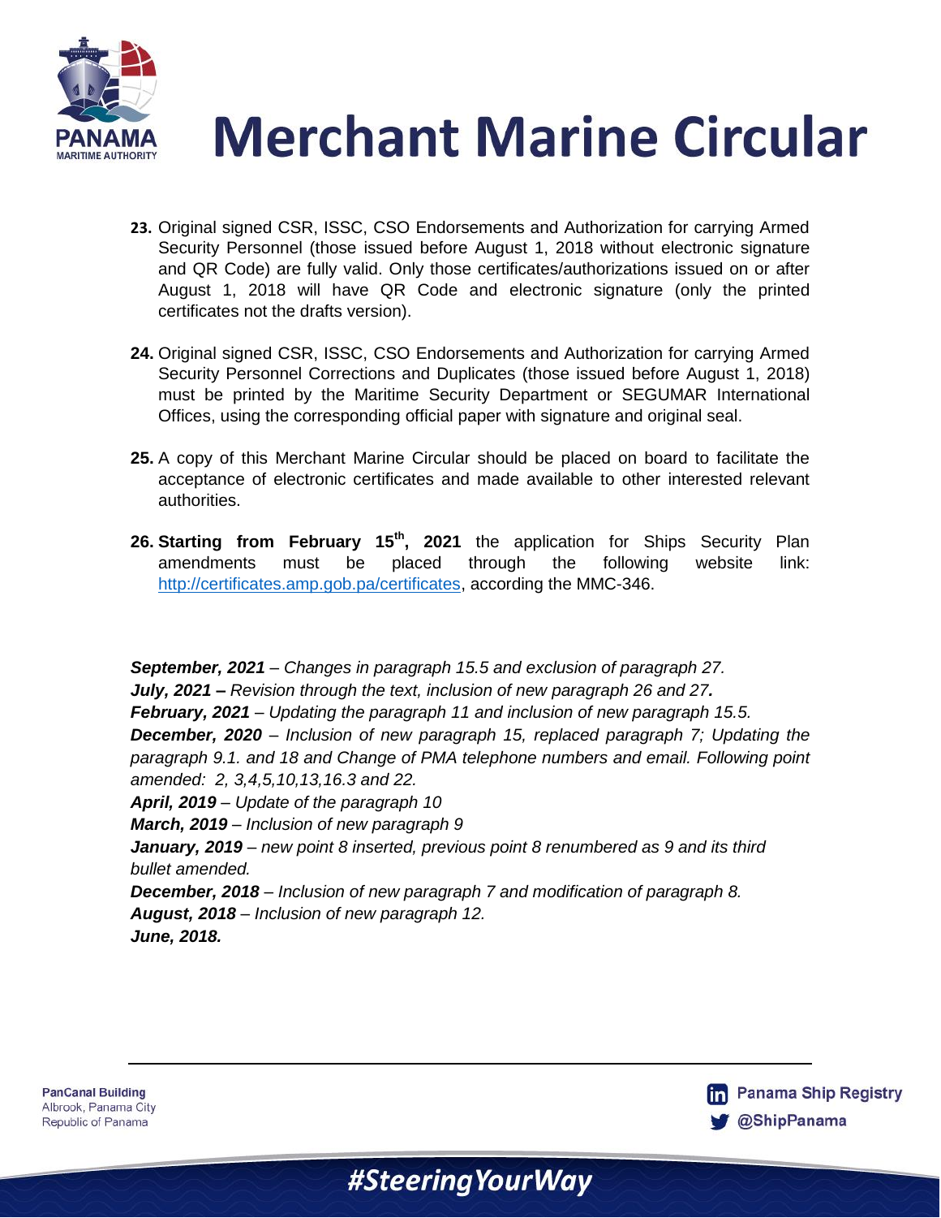**23.** Original signed CSR, ISSC, CSO Endorsements and Authorization for carrying Armed Security Personnel (those issued before August 1, 2018 without electronic signature and QR Code) are fully valid. Only those certificates/authorizations issued on or after August 1, 2018 will have QR Code and electronic signature (only the printed certificates not the drafts version).

**24.** Original signed CSR, ISSC, CSO Endorsements and Authorization for carrying Armed Security Personnel Corrections and Duplicates (those issued before August 1, 2018) must be printed by the Maritime Security Department or SEGUMAR International Offices, using the corresponding official paper with signature and original seal.

**25.** A copy of this Merchant Marine Circular should be placed on board to facilitate the acceptance of electronic certificates and made available to other interested relevant authorities.

**26. Starting from February 15th, 2021** the application for Ships Security Plan amendments must be placed through the following website link: http://certificates.amp.gob.pa/certificates, according the MMC-346.

***September, 2021*** *– Changes in paragraph 15.5 and exclusion of paragraph 27.*
***July, 2021 –*** *Revision through the text, inclusion of new paragraph 26 and 27.*
***February, 2021*** *– Updating the paragraph 11 and inclusion of new paragraph 15.5.*
***December, 2020*** *– Inclusion of new paragraph 15, replaced paragraph 7; Updating the paragraph 9.1. and 18 and Change of PMA telephone numbers and email. Following point amended: 2, 3,4,5,10,13,16.3 and 22.*
***April, 2019*** *– Update of the paragraph 10*
***March, 2019*** *– Inclusion of new paragraph 9*
***January, 2019*** *– new point 8 inserted, previous point 8 renumbered as 9 and its third bullet amended.*
***December, 2018*** *– Inclusion of new paragraph 7 and modification of paragraph 8.*
***August, 2018*** *– Inclusion of new paragraph 12.*
***June, 2018.***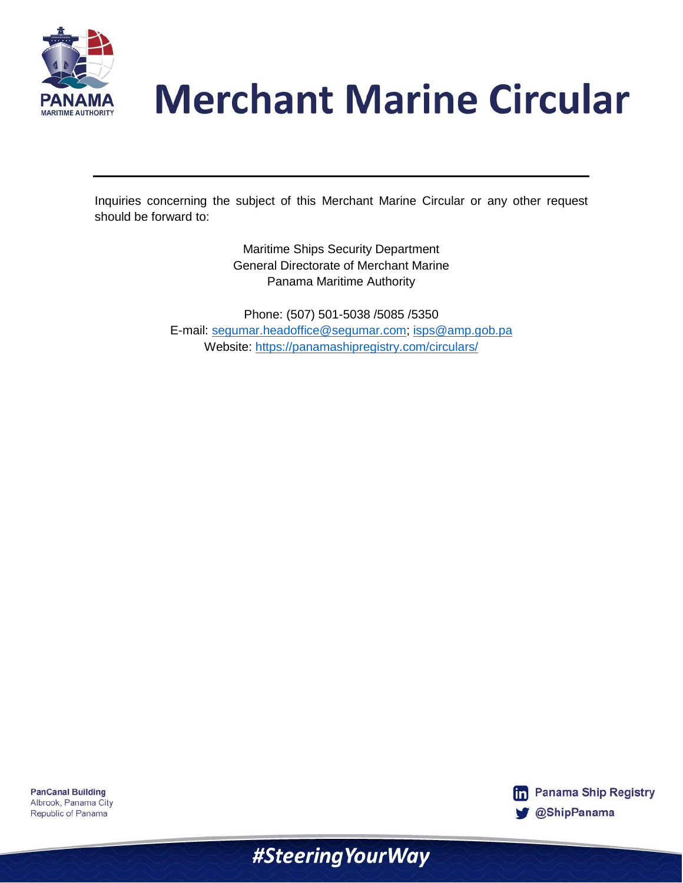# Merchant Marine Circular

Inquiries concerning the subject of this Merchant Marine Circular or any other request should be forward to:

Maritime Ships Security Department
General Directorate of Merchant Marine
Panama Maritime Authority

Phone: (507) 501-5038 /5085 /5350
E-mail: segumar.headoffice@segumar.com; isps@amp.gob.pa
Website: https://panamashipregistry.com/circulars/